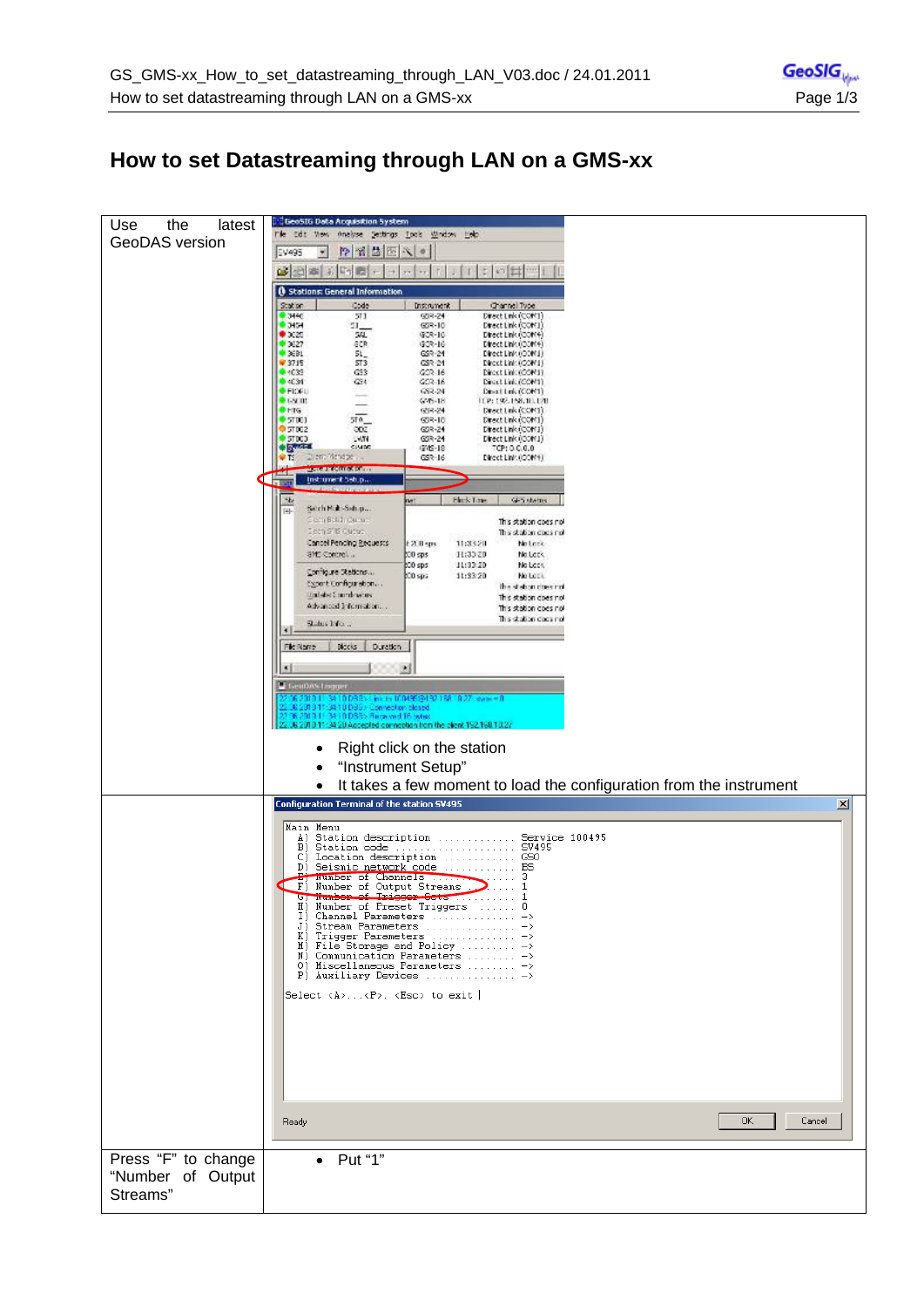# How to set Datastreaming through LAN on a GMS-xx

| | |
|---|---|
| Use the latest GeoDAS version | • Right click on the station<br>• "Instrument Setup"<br>• It takes a few moment to load the configuration from the instrument |
| | |
| Press "F" to change "Number of Output Streams" | • Put "1" |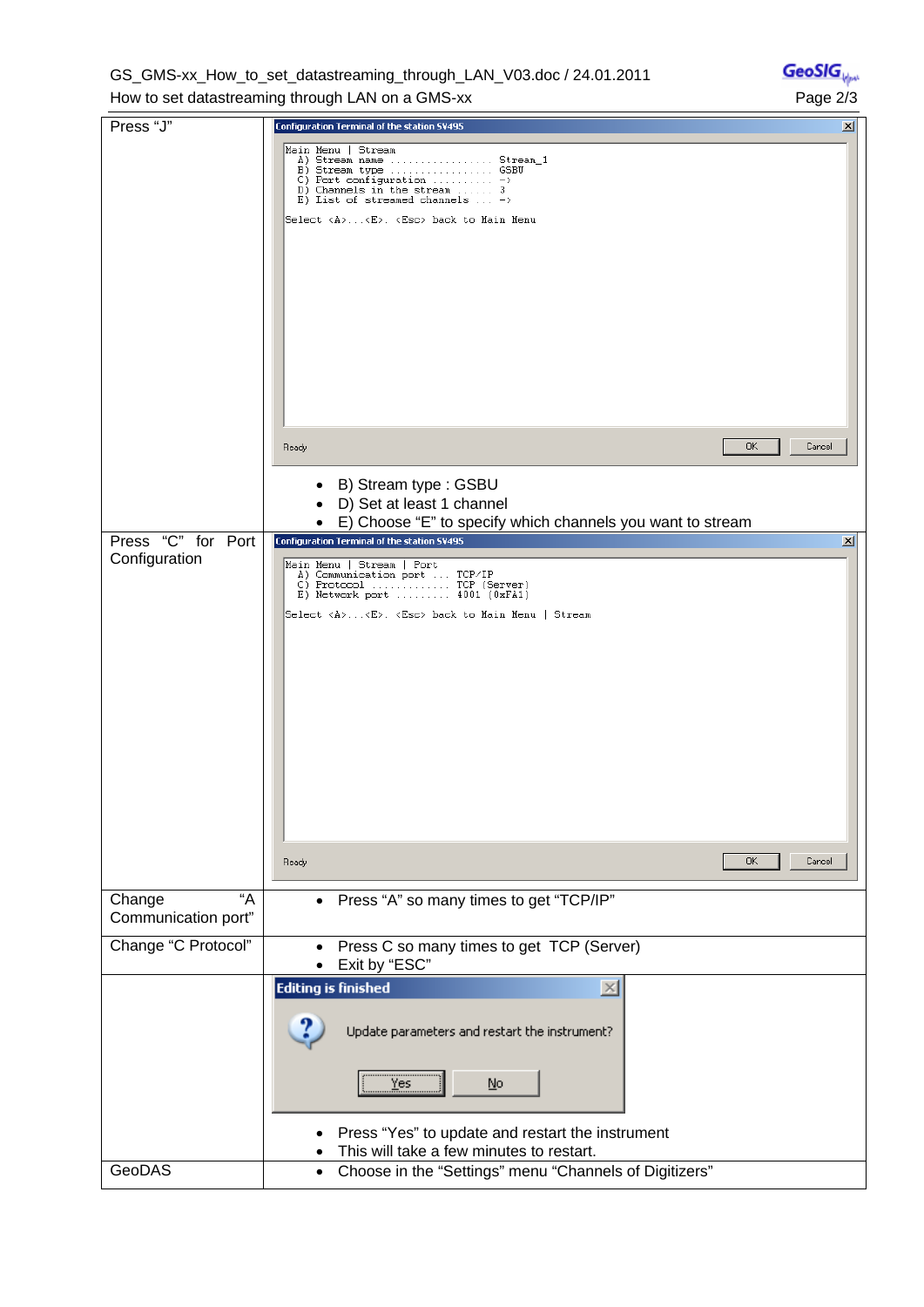| | |
|---|---|
| Press "J" | Configuration Terminal of the station SV495<br>```<br>Main Menu \| Stream<br>  A) Stream name .................. Stream_1<br>  B) Stream type .................. GSBU<br>  C) Port configuration ........... -><br>  D) Channels in the stream ....... 3<br>  E) List of streamed channels .... -><br><br>Select <A>...<E>. <Esc> back to Main Menu<br>```<br>Ready OK Cancel<br><br>• B) Stream type : GSBU<br>• D) Set at least 1 channel<br>• E) Choose "E" to specify which channels you want to stream |
| Press "C" for Port Configuration | Configuration Terminal of the station SV495<br>```<br>Main Menu \| Stream \| Port<br>  A) Communication port .... TCP/IP<br>  C) Protocol ............. TCP (Server)<br>  E) Network port ......... 4001 (0xFA1)<br><br>Select <A>...<E>. <Esc> back to Main Menu \| Stream<br>```<br>Ready OK Cancel |
| Change "A Communication port" | • Press "A" so many times to get "TCP/IP" |
| Change "C Protocol" | • Press C so many times to get TCP (Server)<br>• Exit by "ESC" |
| | Editing is finished<br>Update parameters and restart the instrument?<br>Yes No<br><br>• Press "Yes" to update and restart the instrument<br>• This will take a few minutes to restart. |
| GeoDAS | • Choose in the "Settings" menu "Channels of Digitizers" |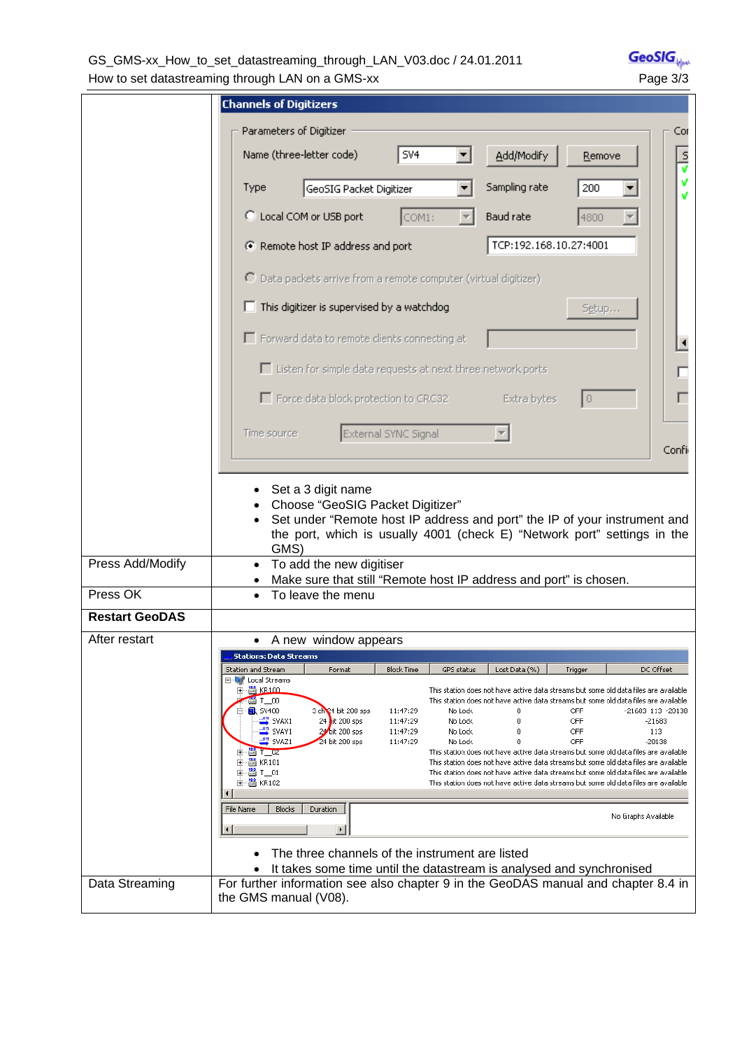| | |
|---|---|
| | • Set a 3 digit name<br>• Choose “GeoSIG Packet Digitizer”<br>• Set under “Remote host IP address and port” the IP of your instrument and the port, which is usually 4001 (check E) “Network port” settings in the GMS) |
| Press Add/Modify | • To add the new digitiser<br>• Make sure that still “Remote host IP address and port” is chosen. |
| Press OK | • To leave the menu |
| **Restart GeoDAS** | |
| After restart | • A new window appears<br>• The three channels of the instrument are listed<br>• It takes some time until the datastream is analysed and synchronised |
| Data Streaming | For further information see also chapter 9 in the GeoDAS manual and chapter 8.4 in the GMS manual (V08). |